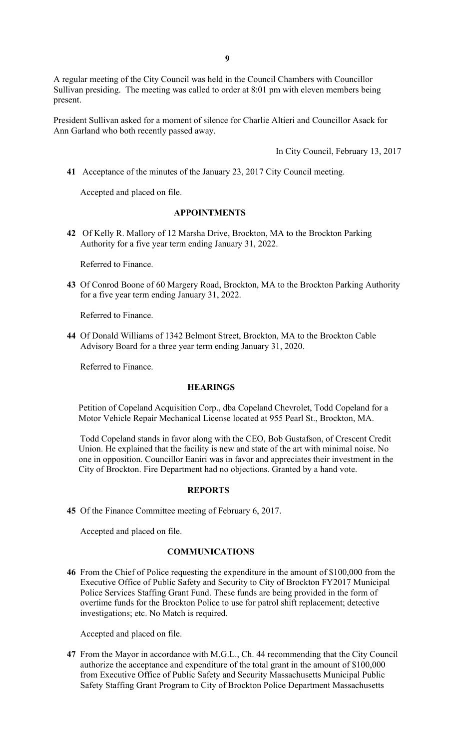A regular meeting of the City Council was held in the Council Chambers with Councillor Sullivan presiding. The meeting was called to order at 8:01 pm with eleven members being present.

President Sullivan asked for a moment of silence for Charlie Altieri and Councillor Asack for Ann Garland who both recently passed away.

In City Council, February 13, 2017

**41** Acceptance of the minutes of the January 23, 2017 City Council meeting.

Accepted and placed on file.

## APPOINTMENTS

**42** Of Kelly R. Mallory of 12 Marsha Drive, Brockton, MA to the Brockton Parking Authority for a five year term ending January 31, 2022.

Referred to Finance.

**43** Of Conrod Boone of 60 Margery Road, Brockton, MA to the Brockton Parking Authority for a five year term ending January 31, 2022.

Referred to Finance.

**44** Of Donald Williams of 1342 Belmont Street, Brockton, MA to the Brockton Cable Advisory Board for a three year term ending January 31, 2020.

Referred to Finance.

## HEARINGS

Petition of Copeland Acquisition Corp., dba Copeland Chevrolet, Todd Copeland for a Motor Vehicle Repair Mechanical License located at 955 Pearl St., Brockton, MA.

Todd Copeland stands in favor along with the CEO, Bob Gustafson, of Crescent Credit Union. He explained that the facility is new and state of the art with minimal noise. No one in opposition. Councillor Eaniri was in favor and appreciates their investment in the City of Brockton. Fire Department had no objections. Granted by a hand vote.

## REPORTS

**45** Of the Finance Committee meeting of February 6, 2017.

Accepted and placed on file.

## COMMUNICATIONS

**46** From the Chief of Police requesting the expenditure in the amount of $100,000 from the Executive Office of Public Safety and Security to City of Brockton FY2017 Municipal Police Services Staffing Grant Fund. These funds are being provided in the form of overtime funds for the Brockton Police to use for patrol shift replacement; detective investigations; etc. No Match is required.

Accepted and placed on file.

**47** From the Mayor in accordance with M.G.L., Ch. 44 recommending that the City Council authorize the acceptance and expenditure of the total grant in the amount of $100,000 from Executive Office of Public Safety and Security Massachusetts Municipal Public Safety Staffing Grant Program to City of Brockton Police Department Massachusetts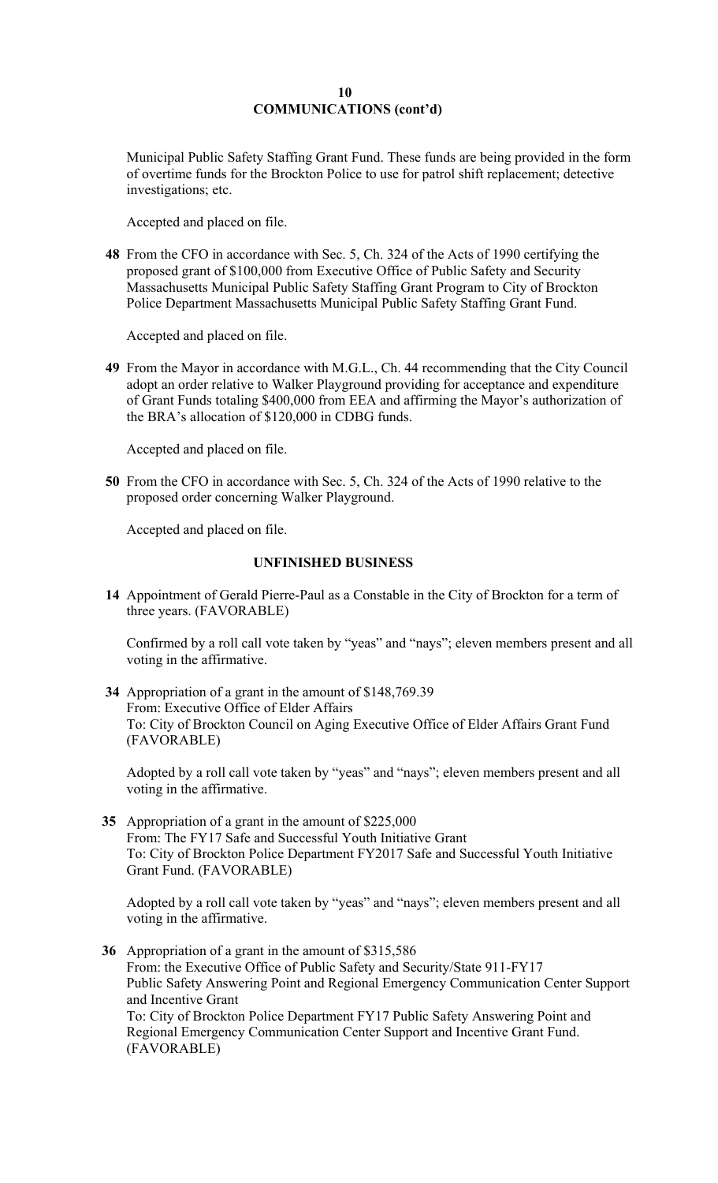## COMMUNICATIONS (cont'd)

Municipal Public Safety Staffing Grant Fund. These funds are being provided in the form of overtime funds for the Brockton Police to use for patrol shift replacement; detective investigations; etc.

Accepted and placed on file.

**48** From the CFO in accordance with Sec. 5, Ch. 324 of the Acts of 1990 certifying the proposed grant of $100,000 from Executive Office of Public Safety and Security Massachusetts Municipal Public Safety Staffing Grant Program to City of Brockton Police Department Massachusetts Municipal Public Safety Staffing Grant Fund.

Accepted and placed on file.

**49** From the Mayor in accordance with M.G.L., Ch. 44 recommending that the City Council adopt an order relative to Walker Playground providing for acceptance and expenditure of Grant Funds totaling $400,000 from EEA and affirming the Mayor's authorization of the BRA's allocation of $120,000 in CDBG funds.

Accepted and placed on file.

**50** From the CFO in accordance with Sec. 5, Ch. 324 of the Acts of 1990 relative to the proposed order concerning Walker Playground.

Accepted and placed on file.

## UNFINISHED BUSINESS

**14** Appointment of Gerald Pierre-Paul as a Constable in the City of Brockton for a term of three years. (FAVORABLE)

Confirmed by a roll call vote taken by "yeas" and "nays"; eleven members present and all voting in the affirmative.

**34** Appropriation of a grant in the amount of $148,769.39
From: Executive Office of Elder Affairs
To: City of Brockton Council on Aging Executive Office of Elder Affairs Grant Fund (FAVORABLE)

Adopted by a roll call vote taken by "yeas" and "nays"; eleven members present and all voting in the affirmative.

**35** Appropriation of a grant in the amount of $225,000
From: The FY17 Safe and Successful Youth Initiative Grant
To: City of Brockton Police Department FY2017 Safe and Successful Youth Initiative Grant Fund. (FAVORABLE)

Adopted by a roll call vote taken by "yeas" and "nays"; eleven members present and all voting in the affirmative.

**36** Appropriation of a grant in the amount of $315,586
From: the Executive Office of Public Safety and Security/State 911-FY17 Public Safety Answering Point and Regional Emergency Communication Center Support and Incentive Grant
To: City of Brockton Police Department FY17 Public Safety Answering Point and Regional Emergency Communication Center Support and Incentive Grant Fund. (FAVORABLE)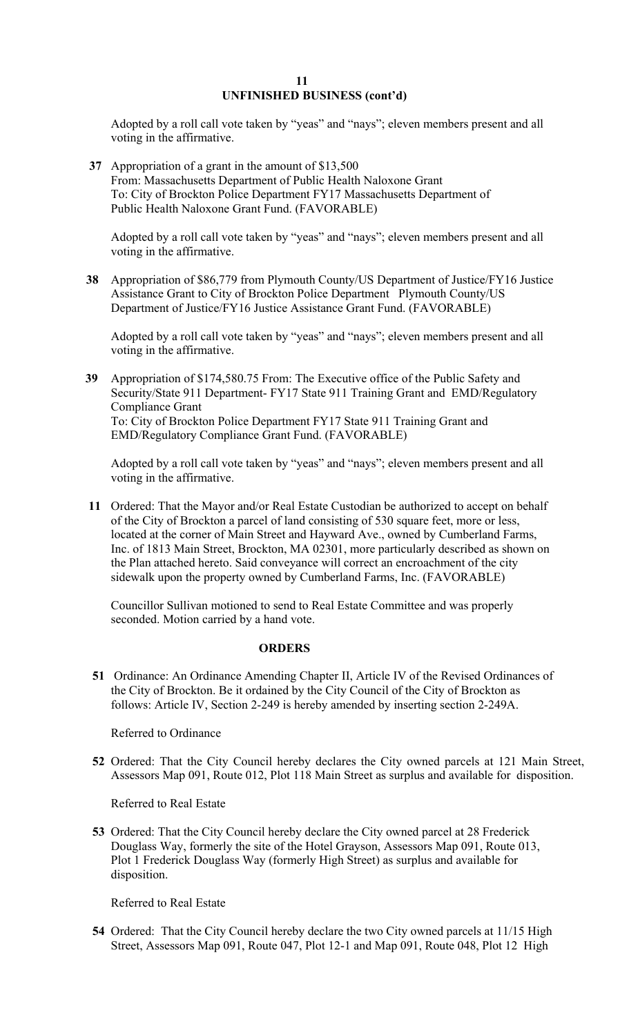## UNFINISHED BUSINESS (cont'd)

Adopted by a roll call vote taken by "yeas" and "nays"; eleven members present and all voting in the affirmative.

**37** Appropriation of a grant in the amount of $13,500
From: Massachusetts Department of Public Health Naloxone Grant
To: City of Brockton Police Department FY17 Massachusetts Department of Public Health Naloxone Grant Fund. (FAVORABLE)

Adopted by a roll call vote taken by "yeas" and "nays"; eleven members present and all voting in the affirmative.

**38** Appropriation of $86,779 from Plymouth County/US Department of Justice/FY16 Justice Assistance Grant to City of Brockton Police Department Plymouth County/US Department of Justice/FY16 Justice Assistance Grant Fund. (FAVORABLE)

Adopted by a roll call vote taken by "yeas" and "nays"; eleven members present and all voting in the affirmative.

**39** Appropriation of $174,580.75 From: The Executive office of the Public Safety and Security/State 911 Department- FY17 State 911 Training Grant and EMD/Regulatory Compliance Grant
To: City of Brockton Police Department FY17 State 911 Training Grant and EMD/Regulatory Compliance Grant Fund. (FAVORABLE)

Adopted by a roll call vote taken by "yeas" and "nays"; eleven members present and all voting in the affirmative.

**11** Ordered: That the Mayor and/or Real Estate Custodian be authorized to accept on behalf of the City of Brockton a parcel of land consisting of 530 square feet, more or less, located at the corner of Main Street and Hayward Ave., owned by Cumberland Farms, Inc. of 1813 Main Street, Brockton, MA 02301, more particularly described as shown on the Plan attached hereto. Said conveyance will correct an encroachment of the city sidewalk upon the property owned by Cumberland Farms, Inc. (FAVORABLE)

Councillor Sullivan motioned to send to Real Estate Committee and was properly seconded. Motion carried by a hand vote.

## ORDERS

**51** Ordinance: An Ordinance Amending Chapter II, Article IV of the Revised Ordinances of the City of Brockton. Be it ordained by the City Council of the City of Brockton as follows: Article IV, Section 2-249 is hereby amended by inserting section 2-249A.

Referred to Ordinance

**52** Ordered: That the City Council hereby declares the City owned parcels at 121 Main Street, Assessors Map 091, Route 012, Plot 118 Main Street as surplus and available for disposition.

Referred to Real Estate

**53** Ordered: That the City Council hereby declare the City owned parcel at 28 Frederick Douglass Way, formerly the site of the Hotel Grayson, Assessors Map 091, Route 013, Plot 1 Frederick Douglass Way (formerly High Street) as surplus and available for disposition.

Referred to Real Estate

**54** Ordered: That the City Council hereby declare the two City owned parcels at 11/15 High Street, Assessors Map 091, Route 047, Plot 12-1 and Map 091, Route 048, Plot 12 High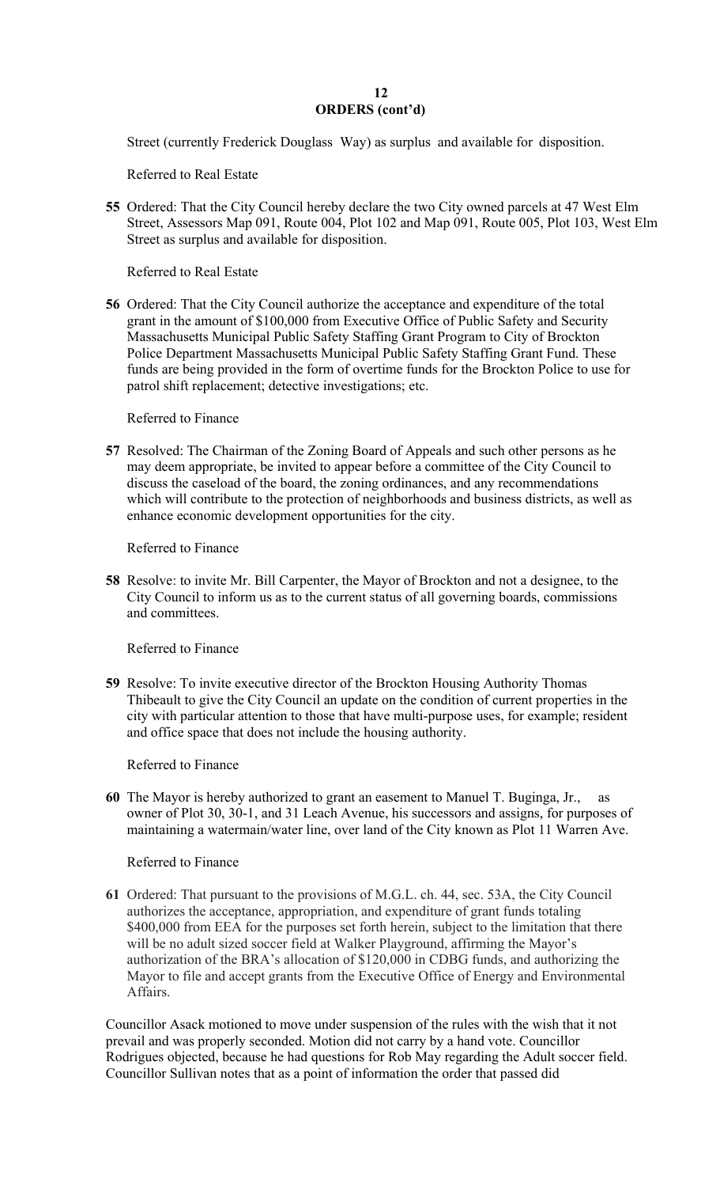## ORDERS (cont'd)

Street (currently Frederick Douglass Way) as surplus and available for disposition.

Referred to Real Estate

**55** Ordered: That the City Council hereby declare the two City owned parcels at 47 West Elm Street, Assessors Map 091, Route 004, Plot 102 and Map 091, Route 005, Plot 103, West Elm Street as surplus and available for disposition.

Referred to Real Estate

**56** Ordered: That the City Council authorize the acceptance and expenditure of the total grant in the amount of $100,000 from Executive Office of Public Safety and Security Massachusetts Municipal Public Safety Staffing Grant Program to City of Brockton Police Department Massachusetts Municipal Public Safety Staffing Grant Fund. These funds are being provided in the form of overtime funds for the Brockton Police to use for patrol shift replacement; detective investigations; etc.

Referred to Finance

**57** Resolved: The Chairman of the Zoning Board of Appeals and such other persons as he may deem appropriate, be invited to appear before a committee of the City Council to discuss the caseload of the board, the zoning ordinances, and any recommendations which will contribute to the protection of neighborhoods and business districts, as well as enhance economic development opportunities for the city.

Referred to Finance

**58** Resolve: to invite Mr. Bill Carpenter, the Mayor of Brockton and not a designee, to the City Council to inform us as to the current status of all governing boards, commissions and committees.

Referred to Finance

**59** Resolve: To invite executive director of the Brockton Housing Authority Thomas Thibeault to give the City Council an update on the condition of current properties in the city with particular attention to those that have multi-purpose uses, for example; resident and office space that does not include the housing authority.

Referred to Finance

**60** The Mayor is hereby authorized to grant an easement to Manuel T. Buginga, Jr., as owner of Plot 30, 30-1, and 31 Leach Avenue, his successors and assigns, for purposes of maintaining a watermain/water line, over land of the City known as Plot 11 Warren Ave.

Referred to Finance

**61** Ordered: That pursuant to the provisions of M.G.L. ch. 44, sec. 53A, the City Council authorizes the acceptance, appropriation, and expenditure of grant funds totaling $400,000 from EEA for the purposes set forth herein, subject to the limitation that there will be no adult sized soccer field at Walker Playground, affirming the Mayor's authorization of the BRA's allocation of $120,000 in CDBG funds, and authorizing the Mayor to file and accept grants from the Executive Office of Energy and Environmental Affairs.

Councillor Asack motioned to move under suspension of the rules with the wish that it not prevail and was properly seconded. Motion did not carry by a hand vote. Councillor Rodrigues objected, because he had questions for Rob May regarding the Adult soccer field. Councillor Sullivan notes that as a point of information the order that passed did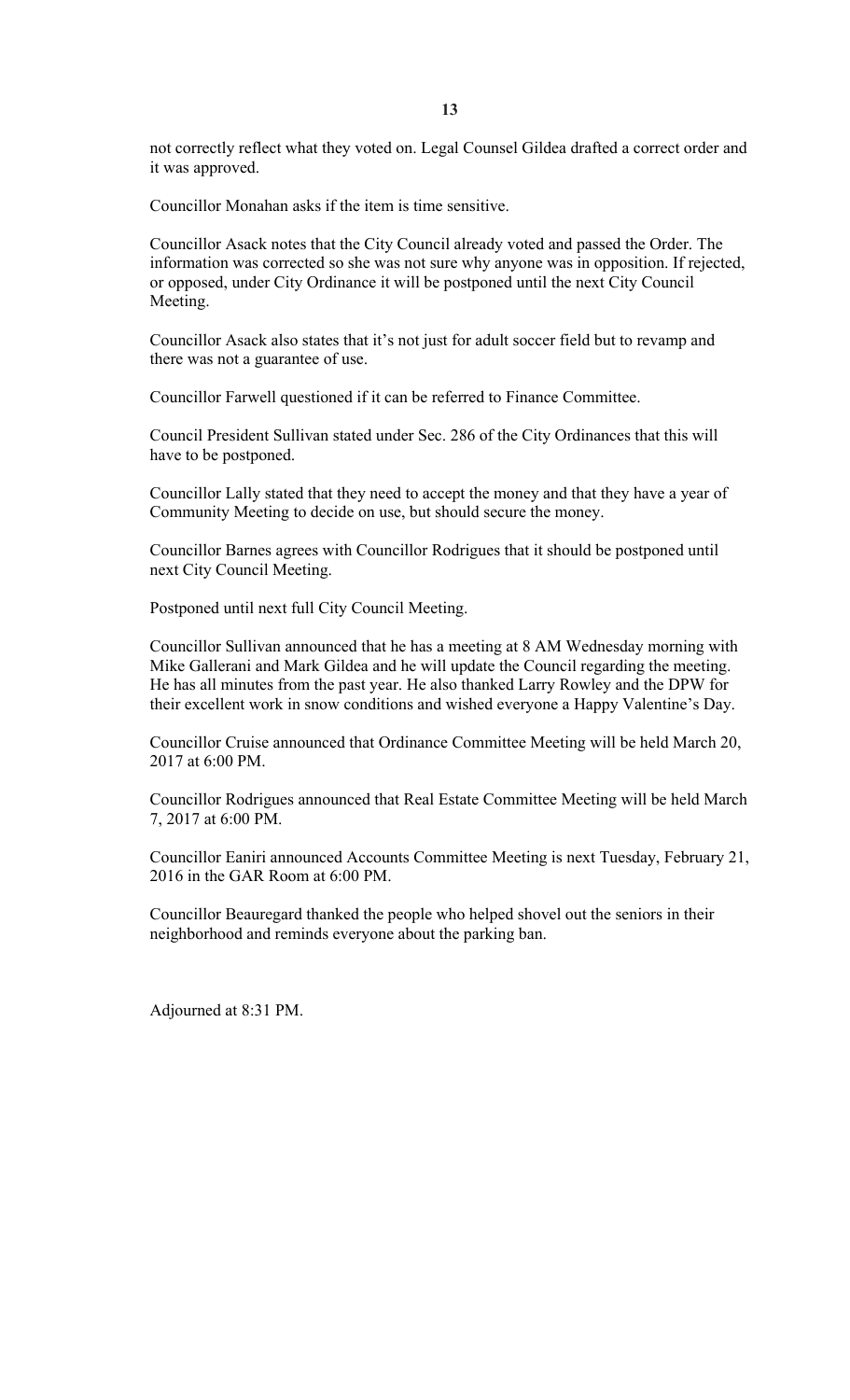not correctly reflect what they voted on. Legal Counsel Gildea drafted a correct order and it was approved.

Councillor Monahan asks if the item is time sensitive.

Councillor Asack notes that the City Council already voted and passed the Order. The information was corrected so she was not sure why anyone was in opposition. If rejected, or opposed, under City Ordinance it will be postponed until the next City Council Meeting.

Councillor Asack also states that it's not just for adult soccer field but to revamp and there was not a guarantee of use.

Councillor Farwell questioned if it can be referred to Finance Committee.

Council President Sullivan stated under Sec. 286 of the City Ordinances that this will have to be postponed.

Councillor Lally stated that they need to accept the money and that they have a year of Community Meeting to decide on use, but should secure the money.

Councillor Barnes agrees with Councillor Rodrigues that it should be postponed until next City Council Meeting.

Postponed until next full City Council Meeting.

Councillor Sullivan announced that he has a meeting at 8 AM Wednesday morning with Mike Gallerani and Mark Gildea and he will update the Council regarding the meeting. He has all minutes from the past year. He also thanked Larry Rowley and the DPW for their excellent work in snow conditions and wished everyone a Happy Valentine's Day.

Councillor Cruise announced that Ordinance Committee Meeting will be held March 20, 2017 at 6:00 PM.

Councillor Rodrigues announced that Real Estate Committee Meeting will be held March 7, 2017 at 6:00 PM.

Councillor Eaniri announced Accounts Committee Meeting is next Tuesday, February 21, 2016 in the GAR Room at 6:00 PM.

Councillor Beauregard thanked the people who helped shovel out the seniors in their neighborhood and reminds everyone about the parking ban.

Adjourned at 8:31 PM.